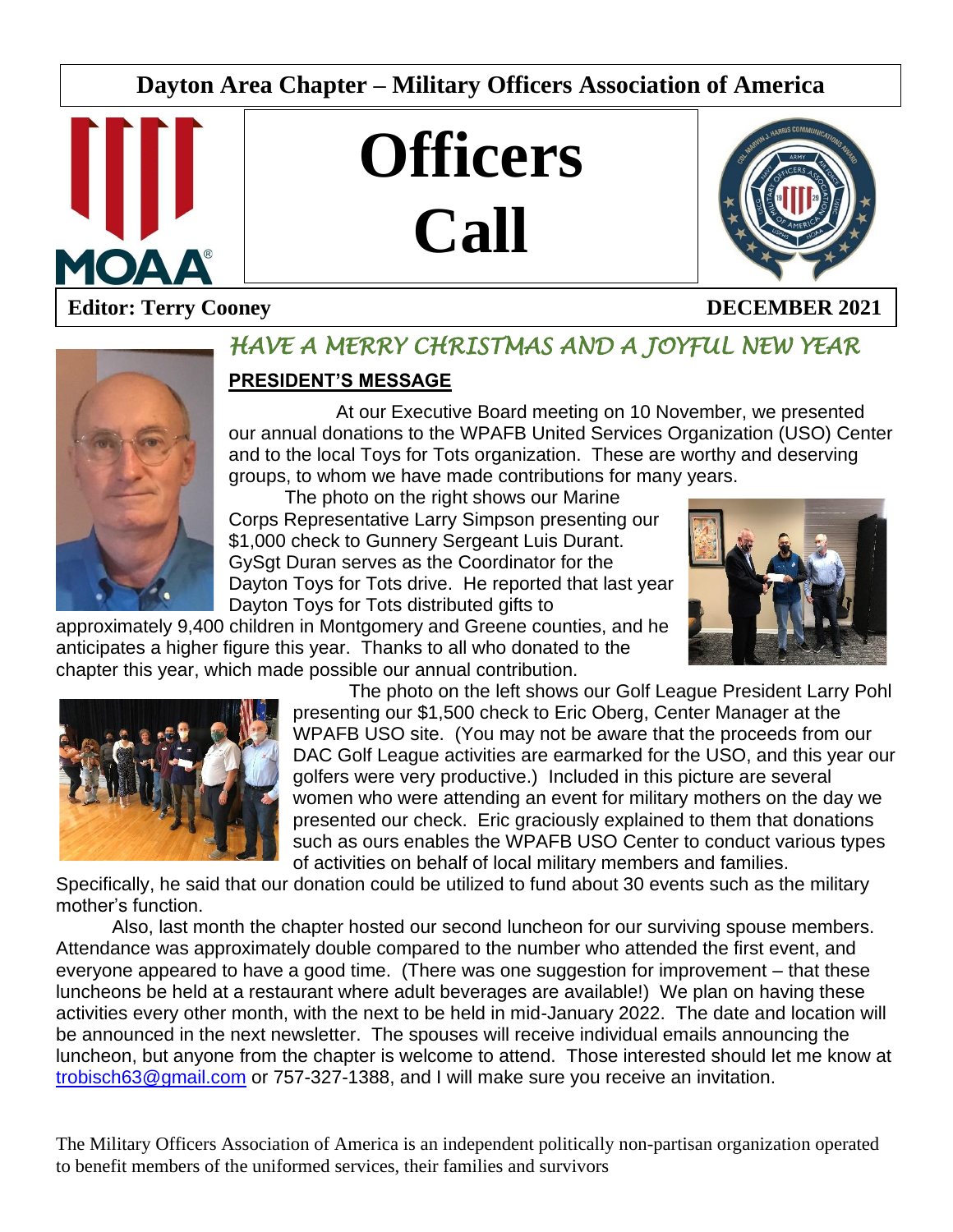# Dayton Area Chapter – Military Officers Association of America

# Officers Call

**Editor: Terry Cooney** **DECEMBER 2021**

## *HAVE A MERRY CHRISTMAS AND A JOYFUL NEW YEAR*

### PRESIDENT'S MESSAGE

At our Executive Board meeting on 10 November, we presented our annual donations to the WPAFB United Services Organization (USO) Center and to the local Toys for Tots organization. These are worthy and deserving groups, to whom we have made contributions for many years.

The photo on the right shows our Marine Corps Representative Larry Simpson presenting our $1,000 check to Gunnery Sergeant Luis Durant. GySgt Duran serves as the Coordinator for the Dayton Toys for Tots drive. He reported that last year Dayton Toys for Tots distributed gifts to approximately 9,400 children in Montgomery and Greene counties, and he anticipates a higher figure this year. Thanks to all who donated to the chapter this year, which made possible our annual contribution.

The photo on the left shows our Golf League President Larry Pohl presenting our $1,500 check to Eric Oberg, Center Manager at the WPAFB USO site. (You may not be aware that the proceeds from our DAC Golf League activities are earmarked for the USO, and this year our golfers were very productive.) Included in this picture are several women who were attending an event for military mothers on the day we presented our check. Eric graciously explained to them that donations such as ours enables the WPAFB USO Center to conduct various types of activities on behalf of local military members and families. Specifically, he said that our donation could be utilized to fund about 30 events such as the military mother's function.

Also, last month the chapter hosted our second luncheon for our surviving spouse members. Attendance was approximately double compared to the number who attended the first event, and everyone appeared to have a good time. (There was one suggestion for improvement – that these luncheons be held at a restaurant where adult beverages are available!) We plan on having these activities every other month, with the next to be held in mid-January 2022. The date and location will be announced in the next newsletter. The spouses will receive individual emails announcing the luncheon, but anyone from the chapter is welcome to attend. Those interested should let me know at trobisch63@gmail.com or 757-327-1388, and I will make sure you receive an invitation.

The Military Officers Association of America is an independent politically non-partisan organization operated to benefit members of the uniformed services, their families and survivors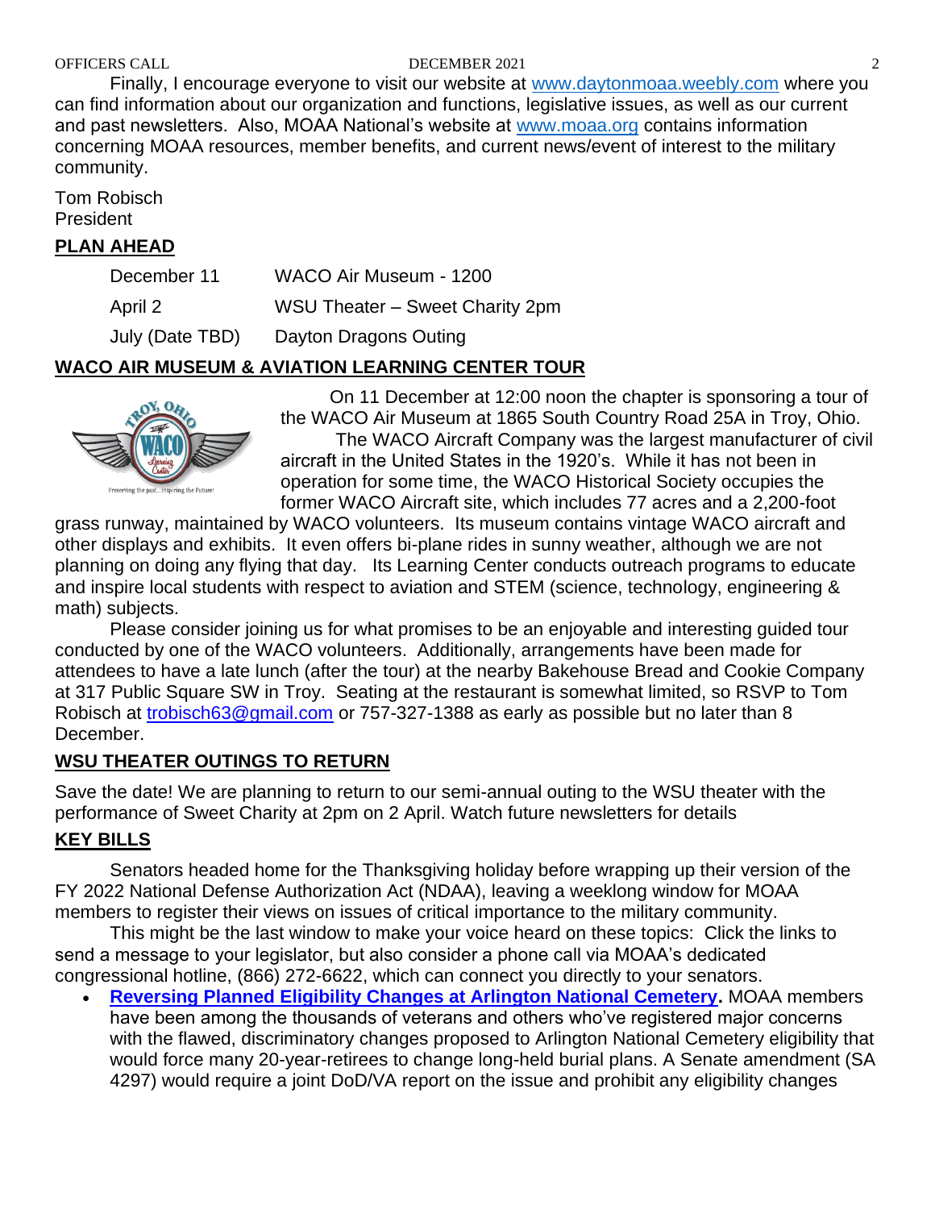Finally, I encourage everyone to visit our website at [www.daytonmoaa.weebly.com](http://www.daytonmoaa.weebly.com) where you can find information about our organization and functions, legislative issues, as well as our current and past newsletters. Also, MOAA National's website at [www.moaa.org](http://www.moaa.org) contains information concerning MOAA resources, member benefits, and current news/event of interest to the military community.

Tom Robisch
President

## PLAN AHEAD

| | |
|---|---|
| December 11 | WACO Air Museum - 1200 |
| April 2 | WSU Theater – Sweet Charity 2pm |
| July (Date TBD) | Dayton Dragons Outing |

## WACO AIR MUSEUM & AVIATION LEARNING CENTER TOUR

On 11 December at 12:00 noon the chapter is sponsoring a tour of the WACO Air Museum at 1865 South Country Road 25A in Troy, Ohio.

The WACO Aircraft Company was the largest manufacturer of civil aircraft in the United States in the 1920's. While it has not been in operation for some time, the WACO Historical Society occupies the former WACO Aircraft site, which includes 77 acres and a 2,200-foot grass runway, maintained by WACO volunteers. Its museum contains vintage WACO aircraft and other displays and exhibits. It even offers bi-plane rides in sunny weather, although we are not planning on doing any flying that day. Its Learning Center conducts outreach programs to educate and inspire local students with respect to aviation and STEM (science, technology, engineering & math) subjects.

Please consider joining us for what promises to be an enjoyable and interesting guided tour conducted by one of the WACO volunteers. Additionally, arrangements have been made for attendees to have a late lunch (after the tour) at the nearby Bakehouse Bread and Cookie Company at 317 Public Square SW in Troy. Seating at the restaurant is somewhat limited, so RSVP to Tom Robisch at [trobisch63@gmail.com](mailto:trobisch63@gmail.com) or 757-327-1388 as early as possible but no later than 8 December.

## WSU THEATER OUTINGS TO RETURN

Save the date! We are planning to return to our semi-annual outing to the WSU theater with the performance of Sweet Charity at 2pm on 2 April. Watch future newsletters for details

## KEY BILLS

Senators headed home for the Thanksgiving holiday before wrapping up their version of the FY 2022 National Defense Authorization Act (NDAA), leaving a weeklong window for MOAA members to register their views on issues of critical importance to the military community.

This might be the last window to make your voice heard on these topics: Click the links to send a message to your legislator, but also consider a phone call via MOAA's dedicated congressional hotline, (866) 272-6622, which can connect you directly to your senators.

- **Reversing Planned Eligibility Changes at Arlington National Cemetery.** MOAA members have been among the thousands of veterans and others who've registered major concerns with the flawed, discriminatory changes proposed to Arlington National Cemetery eligibility that would force many 20-year-retirees to change long-held burial plans. A Senate amendment (SA 4297) would require a joint DoD/VA report on the issue and prohibit any eligibility changes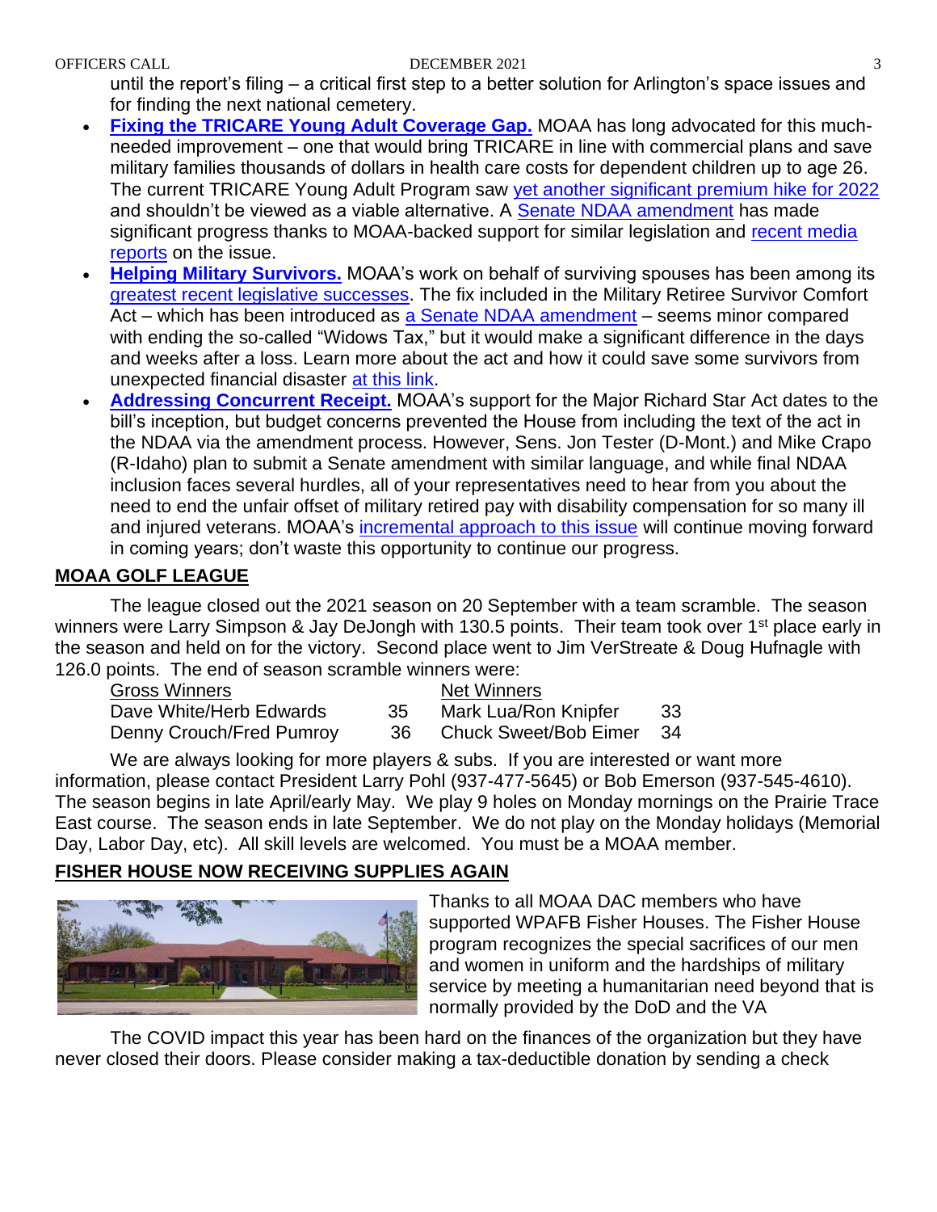until the report's filing – a critical first step to a better solution for Arlington's space issues and for finding the next national cemetery.

- **Fixing the TRICARE Young Adult Coverage Gap.** MOAA has long advocated for this much-needed improvement – one that would bring TRICARE in line with commercial plans and save military families thousands of dollars in health care costs for dependent children up to age 26. The current TRICARE Young Adult Program saw yet another significant premium hike for 2022 and shouldn't be viewed as a viable alternative. A Senate NDAA amendment has made significant progress thanks to MOAA-backed support for similar legislation and recent media reports on the issue.
- **Helping Military Survivors.** MOAA's work on behalf of surviving spouses has been among its greatest recent legislative successes. The fix included in the Military Retiree Survivor Comfort Act – which has been introduced as a Senate NDAA amendment – seems minor compared with ending the so-called "Widows Tax," but it would make a significant difference in the days and weeks after a loss. Learn more about the act and how it could save some survivors from unexpected financial disaster at this link.
- **Addressing Concurrent Receipt.** MOAA's support for the Major Richard Star Act dates to the bill's inception, but budget concerns prevented the House from including the text of the act in the NDAA via the amendment process. However, Sens. Jon Tester (D-Mont.) and Mike Crapo (R-Idaho) plan to submit a Senate amendment with similar language, and while final NDAA inclusion faces several hurdles, all of your representatives need to hear from you about the need to end the unfair offset of military retired pay with disability compensation for so many ill and injured veterans. MOAA's incremental approach to this issue will continue moving forward in coming years; don't waste this opportunity to continue our progress.

## MOAA GOLF LEAGUE

The league closed out the 2021 season on 20 September with a team scramble. The season winners were Larry Simpson & Jay DeJongh with 130.5 points. Their team took over 1st place early in the season and held on for the victory. Second place went to Jim VerStreate & Doug Hufnagle with 126.0 points. The end of season scramble winners were:

| Gross Winners | | Net Winners | |
|---|---|---|---|
| Dave White/Herb Edwards | 35 | Mark Lua/Ron Knipfer | 33 |
| Denny Crouch/Fred Pumroy | 36 | Chuck Sweet/Bob Eimer | 34 |

We are always looking for more players & subs. If you are interested or want more information, please contact President Larry Pohl (937-477-5645) or Bob Emerson (937-545-4610). The season begins in late April/early May. We play 9 holes on Monday mornings on the Prairie Trace East course. The season ends in late September. We do not play on the Monday holidays (Memorial Day, Labor Day, etc). All skill levels are welcomed. You must be a MOAA member.

## FISHER HOUSE NOW RECEIVING SUPPLIES AGAIN

Thanks to all MOAA DAC members who have supported WPAFB Fisher Houses. The Fisher House program recognizes the special sacrifices of our men and women in uniform and the hardships of military service by meeting a humanitarian need beyond that is normally provided by the DoD and the VA

The COVID impact this year has been hard on the finances of the organization but they have never closed their doors. Please consider making a tax-deductible donation by sending a check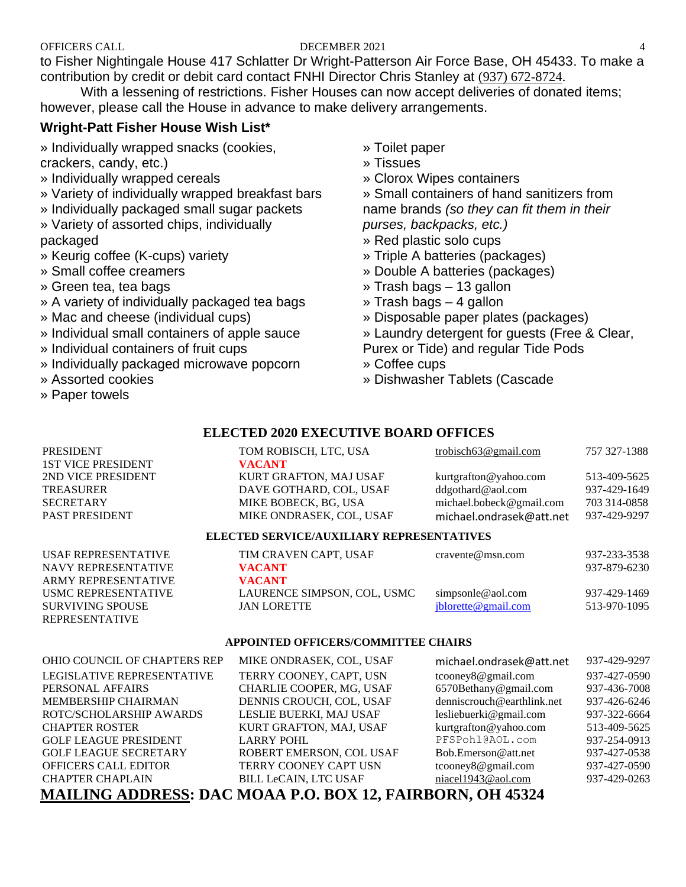to Fisher Nightingale House 417 Schlatter Dr Wright-Patterson Air Force Base, OH 45433. To make a contribution by credit or debit card contact FNHI Director Chris Stanley at (937) 672-8724.

With a lessening of restrictions. Fisher Houses can now accept deliveries of donated items; however, please call the House in advance to make delivery arrangements.

**Wright-Patt Fisher House Wish List***

» Individually wrapped snacks (cookies, crackers, candy, etc.)
» Individually wrapped cereals
» Variety of individually wrapped breakfast bars
» Individually packaged small sugar packets
» Variety of assorted chips, individually packaged
» Keurig coffee (K-cups) variety
» Small coffee creamers
» Green tea, tea bags
» A variety of individually packaged tea bags
» Mac and cheese (individual cups)
» Individual small containers of apple sauce
» Individual containers of fruit cups
» Individually packaged microwave popcorn
» Assorted cookies
» Paper towels
» Toilet paper
» Tissues
» Clorox Wipes containers
» Small containers of hand sanitizers from name brands *(so they can fit them in their purses, backpacks, etc.)*
» Red plastic solo cups
» Triple A batteries (packages)
» Double A batteries (packages)
» Trash bags – 13 gallon
» Trash bags – 4 gallon
» Disposable paper plates (packages)
» Laundry detergent for guests (Free & Clear, Purex or Tide) and regular Tide Pods
» Coffee cups
» Dishwasher Tablets (Cascade

## ELECTED 2020 EXECUTIVE BOARD OFFICES

| | | | |
|---|---|---|---|
| PRESIDENT | TOM ROBISCH, LTC, USA | trobisch63@gmail.com | 757 327-1388 |
| 1ST VICE PRESIDENT | **VACANT** | | |
| 2ND VICE PRESIDENT | KURT GRAFTON, MAJ USAF | kurtgrafton@yahoo.com | 513-409-5625 |
| TREASURER | DAVE GOTHARD, COL, USAF | ddgothard@aol.com | 937-429-1649 |
| SECRETARY | MIKE BOBECK, BG, USA | michael.bobeck@gmail.com | 703 314-0858 |
| PAST PRESIDENT | MIKE ONDRASEK, COL, USAF | michael.ondrasek@att.net | 937-429-9297 |

### ELECTED SERVICE/AUXILIARY REPRESENTATIVES

| | | | |
|---|---|---|---|
| USAF REPRESENTATIVE | TIM CRAVEN CAPT, USAF | cravente@msn.com | 937-233-3538 |
| NAVY REPRESENTATIVE | **VACANT** | | 937-879-6230 |
| ARMY REPRESENTATIVE | **VACANT** | | |
| USMC REPRESENTATIVE | LAURENCE SIMPSON, COL, USMC | simpsonle@aol.com | 937-429-1469 |
| SURVIVING SPOUSE REPRESENTATIVE | JAN LORETTE | jblorette@gmail.com | 513-970-1095 |

### APPOINTED OFFICERS/COMMITTEE CHAIRS

| | | | |
|---|---|---|---|
| OHIO COUNCIL OF CHAPTERS REP | MIKE ONDRASEK, COL, USAF | michael.ondrasek@att.net | 937-429-9297 |
| LEGISLATIVE REPRESENTATIVE | TERRY COONEY, CAPT, USN | tcooney8@gmail.com | 937-427-0590 |
| PERSONAL AFFAIRS | CHARLIE COOPER, MG, USAF | 6570Bethany@gmail.com | 937-436-7008 |
| MEMBERSHIP CHAIRMAN | DENNIS CROUCH, COL, USAF | denniscrouch@earthlink.net | 937-426-6246 |
| ROTC/SCHOLARSHIP AWARDS | LESLIE BUERKI, MAJ USAF | lesliebuerki@gmail.com | 937-322-6664 |
| CHAPTER ROSTER | KURT GRAFTON, MAJ, USAF | kurtgrafton@yahoo.com | 513-409-5625 |
| GOLF LEAGUE PRESIDENT | LARRY POHL | PFSPohl@AOL.com | 937-254-0913 |
| GOLF LEAGUE SECRETARY | ROBERT EMERSON, COL USAF | Bob.Emerson@att.net | 937-427-0538 |
| OFFICERS CALL EDITOR | TERRY COONEY CAPT USN | tcooney8@gmail.com | 937-427-0590 |
| CHAPTER CHAPLAIN | BILL LeCAIN, LTC USAF | niacel1943@aol.com | 937-429-0263 |

**MAILING ADDRESS: DAC MOAA P.O. BOX 12, FAIRBORN, OH 45324**